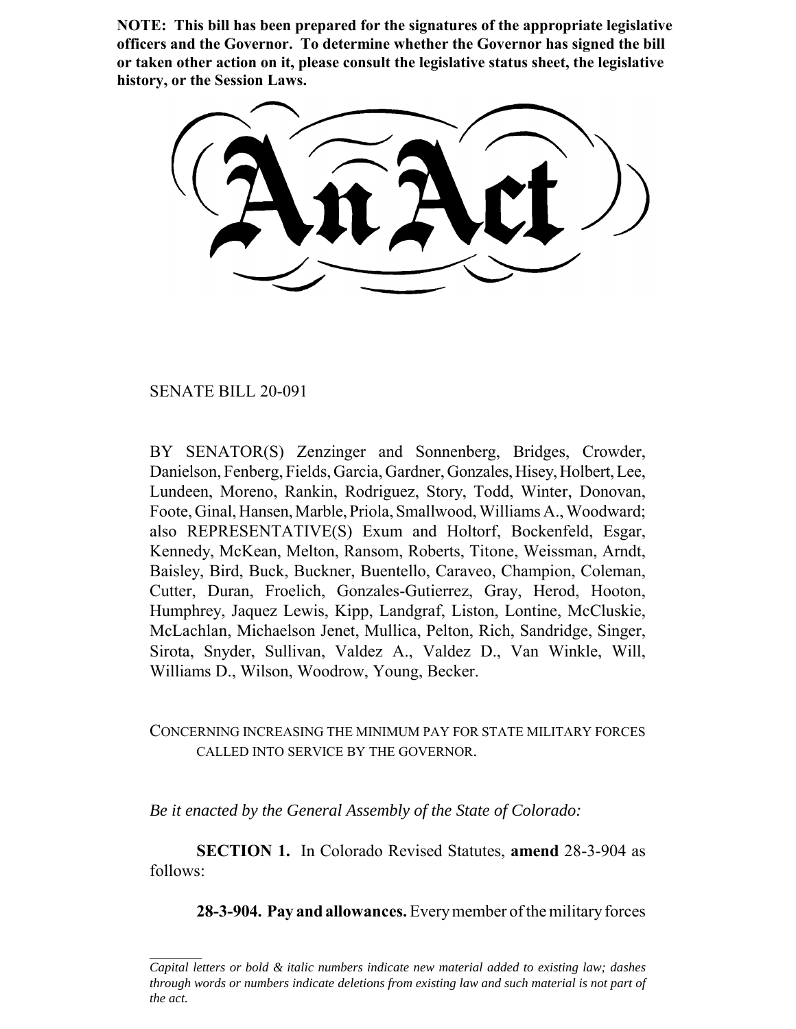**NOTE: This bill has been prepared for the signatures of the appropriate legislative officers and the Governor. To determine whether the Governor has signed the bill or taken other action on it, please consult the legislative status sheet, the legislative history, or the Session Laws.**

# An Act

SENATE BILL 20-091

BY SENATOR(S) Zenzinger and Sonnenberg, Bridges, Crowder, Danielson, Fenberg, Fields, Garcia, Gardner, Gonzales, Hisey, Holbert, Lee, Lundeen, Moreno, Rankin, Rodriguez, Story, Todd, Winter, Donovan, Foote, Ginal, Hansen, Marble, Priola, Smallwood, Williams A., Woodward; also REPRESENTATIVE(S) Exum and Holtorf, Bockenfeld, Esgar, Kennedy, McKean, Melton, Ransom, Roberts, Titone, Weissman, Arndt, Baisley, Bird, Buck, Buckner, Buentello, Caraveo, Champion, Coleman, Cutter, Duran, Froelich, Gonzales-Gutierrez, Gray, Herod, Hooton, Humphrey, Jaquez Lewis, Kipp, Landgraf, Liston, Lontine, McCluskie, McLachlan, Michaelson Jenet, Mullica, Pelton, Rich, Sandridge, Singer, Sirota, Snyder, Sullivan, Valdez A., Valdez D., Van Winkle, Will, Williams D., Wilson, Woodrow, Young, Becker.

CONCERNING INCREASING THE MINIMUM PAY FOR STATE MILITARY FORCES CALLED INTO SERVICE BY THE GOVERNOR.

*Be it enacted by the General Assembly of the State of Colorado:*

**SECTION 1.** In Colorado Revised Statutes, **amend** 28-3-904 as follows:

**28-3-904. Pay and allowances.** Every member of the military forces

---

*Capital letters or bold & italic numbers indicate new material added to existing law; dashes through words or numbers indicate deletions from existing law and such material is not part of the act.*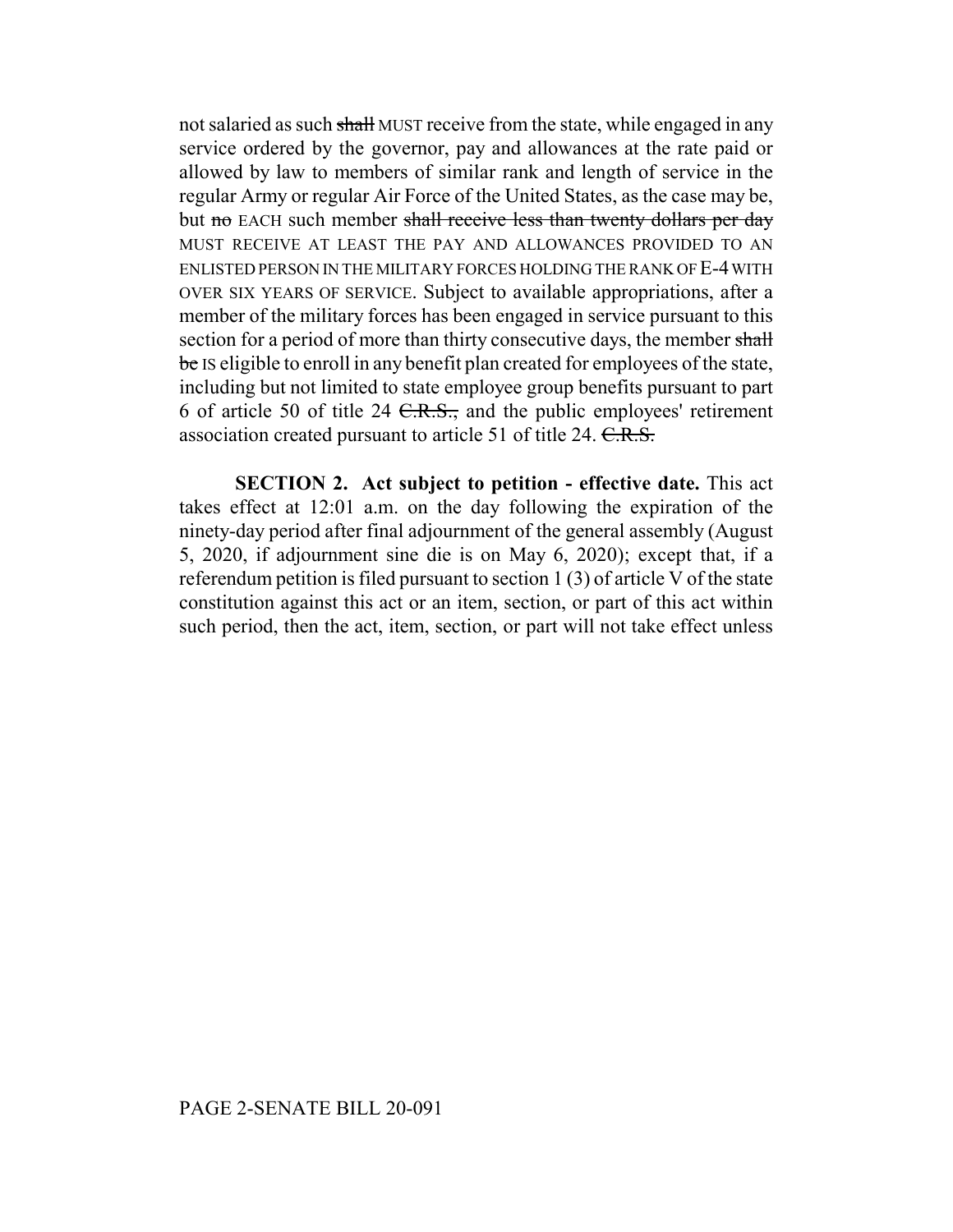not salaried as such ~~shall~~ MUST receive from the state, while engaged in any service ordered by the governor, pay and allowances at the rate paid or allowed by law to members of similar rank and length of service in the regular Army or regular Air Force of the United States, as the case may be, but ~~no~~ EACH such member ~~shall receive less than twenty dollars per day~~ MUST RECEIVE AT LEAST THE PAY AND ALLOWANCES PROVIDED TO AN ENLISTED PERSON IN THE MILITARY FORCES HOLDING THE RANK OF E-4 WITH OVER SIX YEARS OF SERVICE. Subject to available appropriations, after a member of the military forces has been engaged in service pursuant to this section for a period of more than thirty consecutive days, the member ~~shall be~~ IS eligible to enroll in any benefit plan created for employees of the state, including but not limited to state employee group benefits pursuant to part 6 of article 50 of title 24 ~~C.R.S.,~~ and the public employees' retirement association created pursuant to article 51 of title 24. ~~C.R.S.~~

**SECTION 2. Act subject to petition - effective date.** This act takes effect at 12:01 a.m. on the day following the expiration of the ninety-day period after final adjournment of the general assembly (August 5, 2020, if adjournment sine die is on May 6, 2020); except that, if a referendum petition is filed pursuant to section 1 (3) of article V of the state constitution against this act or an item, section, or part of this act within such period, then the act, item, section, or part will not take effect unless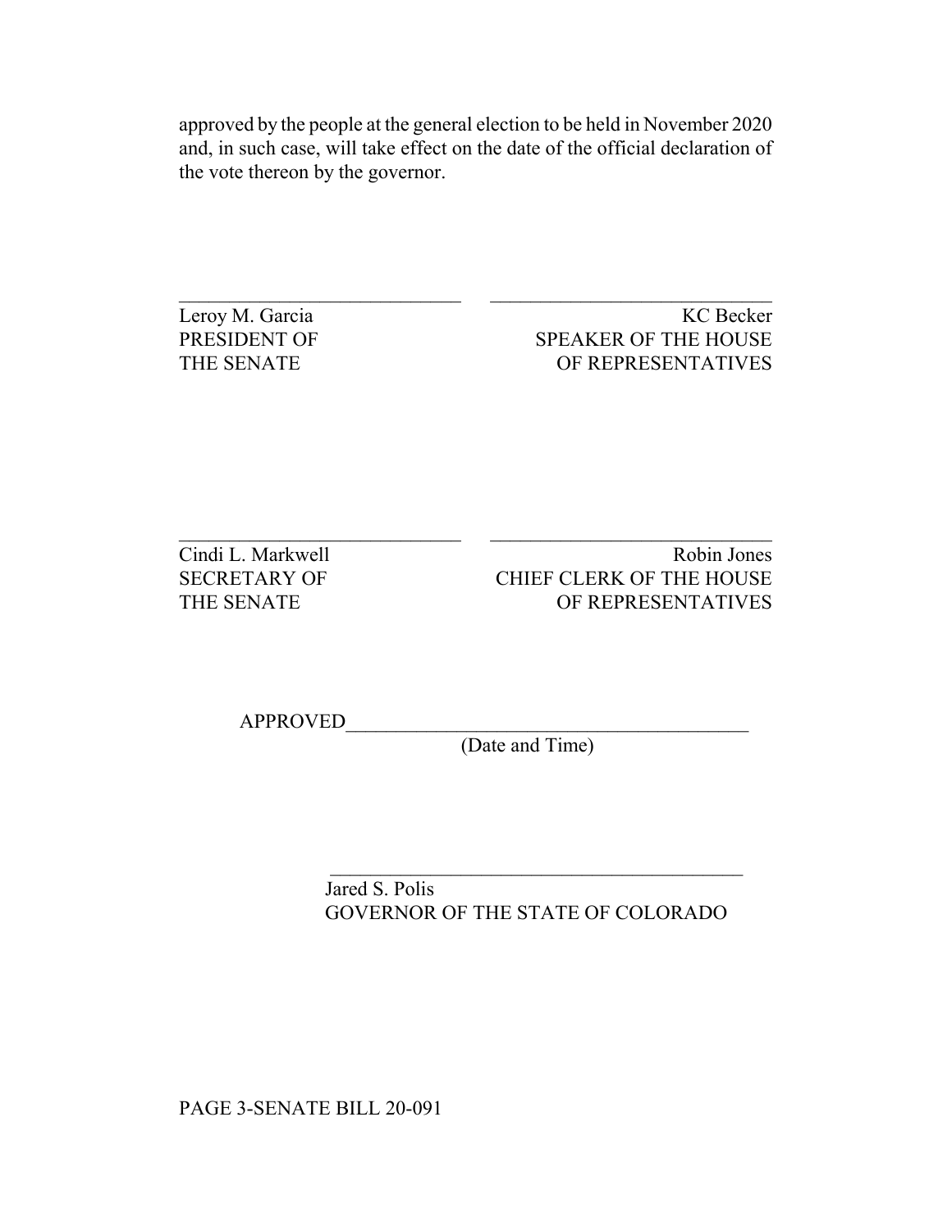approved by the people at the general election to be held in November 2020 and, in such case, will take effect on the date of the official declaration of the vote thereon by the governor.

____________________________ ____________________________
Leroy M. Garcia
PRESIDENT OF
THE SENATE

KC Becker
SPEAKER OF THE HOUSE
OF REPRESENTATIVES

____________________________ ____________________________
Cindi L. Markwell
SECRETARY OF
THE SENATE

Robin Jones
CHIEF CLERK OF THE HOUSE
OF REPRESENTATIVES

APPROVED________________________________________
(Date and Time)

_________________________________________
Jared S. Polis
GOVERNOR OF THE STATE OF COLORADO

PAGE 3-SENATE BILL 20-091